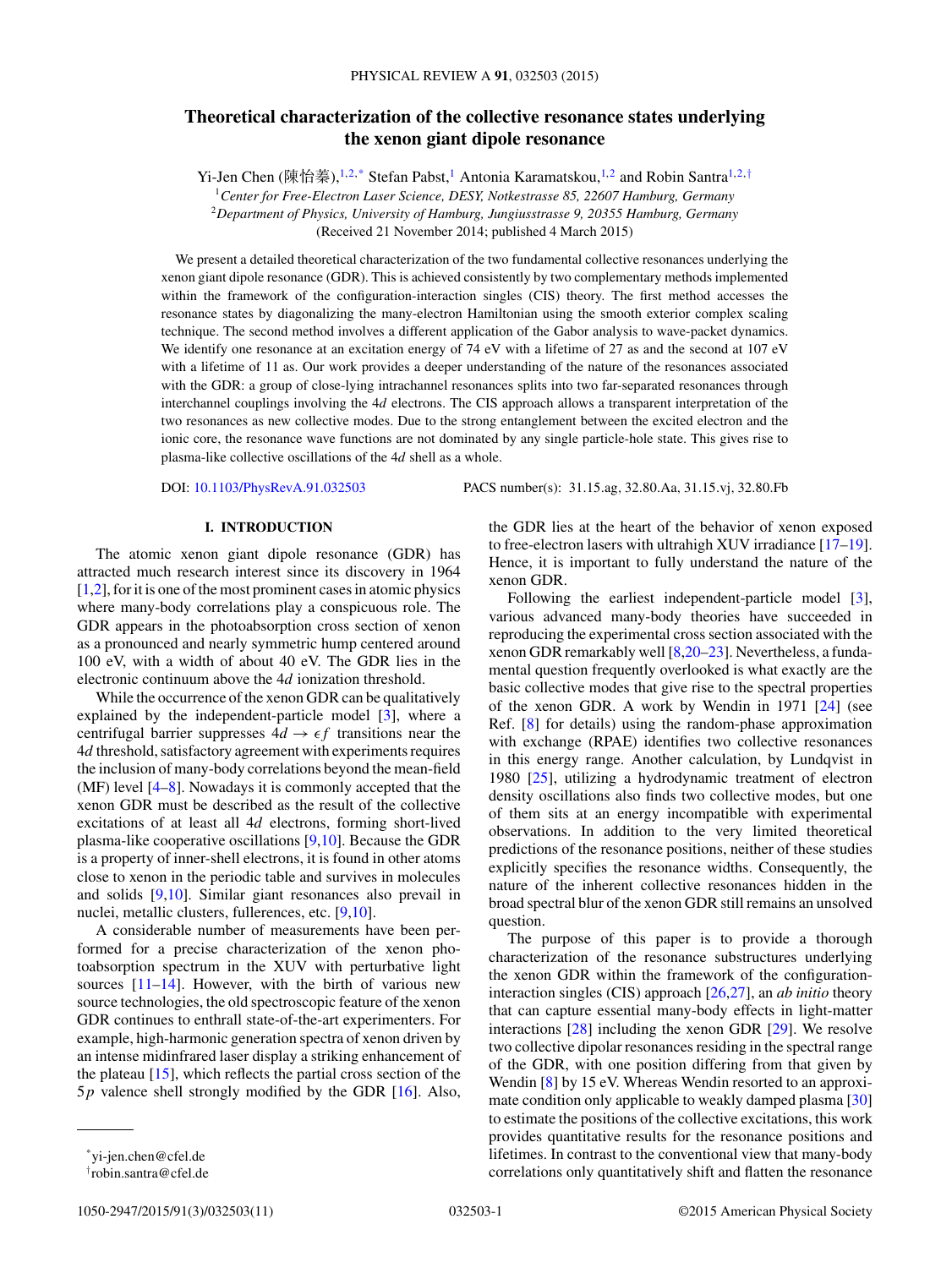# Theoretical characterization of the collective resonance states underlying the xenon giant dipole resonance

Yi-Jen Chen (陳怡蓁),[1,2,*] Stefan Pabst,[1] Antonia Karamatskou,[1,2] and Robin Santra[1,2,†]

[1]*Center for Free-Electron Laser Science, DESY, Notkestrasse 85, 22607 Hamburg, Germany*
[2]*Department of Physics, University of Hamburg, Jungiusstrasse 9, 20355 Hamburg, Germany*
(Received 21 November 2014; published 4 March 2015)

We present a detailed theoretical characterization of the two fundamental collective resonances underlying the xenon giant dipole resonance (GDR). This is achieved consistently by two complementary methods implemented within the framework of the configuration-interaction singles (CIS) theory. The first method accesses the resonance states by diagonalizing the many-electron Hamiltonian using the smooth exterior complex scaling technique. The second method involves a different application of the Gabor analysis to wave-packet dynamics. We identify one resonance at an excitation energy of 74 eV with a lifetime of 27 as and the second at 107 eV with a lifetime of 11 as. Our work provides a deeper understanding of the nature of the resonances associated with the GDR: a group of close-lying intrachannel resonances splits into two far-separated resonances through interchannel couplings involving the $4d$ electrons. The CIS approach allows a transparent interpretation of the two resonances as new collective modes. Due to the strong entanglement between the excited electron and the ionic core, the resonance wave functions are not dominated by any single particle-hole state. This gives rise to plasma-like collective oscillations of the $4d$ shell as a whole.

DOI: 10.1103/PhysRevA.91.032503 PACS number(s): 31.15.ag, 32.80.Aa, 31.15.vj, 32.80.Fb

## I. INTRODUCTION

The atomic xenon giant dipole resonance (GDR) has attracted much research interest since its discovery in 1964 [1,2], for it is one of the most prominent cases in atomic physics where many-body correlations play a conspicuous role. The GDR appears in the photoabsorption cross section of xenon as a pronounced and nearly symmetric hump centered around 100 eV, with a width of about 40 eV. The GDR lies in the electronic continuum above the $4d$ ionization threshold.

While the occurrence of the xenon GDR can be qualitatively explained by the independent-particle model [3], where a centrifugal barrier suppresses $4d \rightarrow \epsilon f$ transitions near the $4d$ threshold, satisfactory agreement with experiments requires the inclusion of many-body correlations beyond the mean-field (MF) level [4–8]. Nowadays it is commonly accepted that the xenon GDR must be described as the result of the collective excitations of at least all $4d$ electrons, forming short-lived plasma-like cooperative oscillations [9,10]. Because the GDR is a property of inner-shell electrons, it is found in other atoms close to xenon in the periodic table and survives in molecules and solids [9,10]. Similar giant resonances also prevail in nuclei, metallic clusters, fullerences, etc. [9,10].

A considerable number of measurements have been performed for a precise characterization of the xenon photoabsorption spectrum in the XUV with perturbative light sources [11–14]. However, with the birth of various new source technologies, the old spectroscopic feature of the xenon GDR continues to enthrall state-of-the-art experimenters. For example, high-harmonic generation spectra of xenon driven by an intense midinfrared laser display a striking enhancement of the plateau [15], which reflects the partial cross section of the $5p$ valence shell strongly modified by the GDR [16]. Also, the GDR lies at the heart of the behavior of xenon exposed to free-electron lasers with ultrahigh XUV irradiance [17–19]. Hence, it is important to fully understand the nature of the xenon GDR.

Following the earliest independent-particle model [3], various advanced many-body theories have succeeded in reproducing the experimental cross section associated with the xenon GDR remarkably well [8,20–23]. Nevertheless, a fundamental question frequently overlooked is what exactly are the basic collective modes that give rise to the spectral properties of the xenon GDR. A work by Wendin in 1971 [24] (see Ref. [8] for details) using the random-phase approximation with exchange (RPAE) identifies two collective resonances in this energy range. Another calculation, by Lundqvist in 1980 [25], utilizing a hydrodynamic treatment of electron density oscillations also finds two collective modes, but one of them sits at an energy incompatible with experimental observations. In addition to the very limited theoretical predictions of the resonance positions, neither of these studies explicitly specifies the resonance widths. Consequently, the nature of the inherent collective resonances hidden in the broad spectral blur of the xenon GDR still remains an unsolved question.

The purpose of this paper is to provide a thorough characterization of the resonance substructures underlying the xenon GDR within the framework of the configuration-interaction singles (CIS) approach [26,27], an *ab initio* theory that can capture essential many-body effects in light-matter interactions [28] including the xenon GDR [29]. We resolve two collective dipolar resonances residing in the spectral range of the GDR, with one position differing from that given by Wendin [8] by 15 eV. Whereas Wendin resorted to an approximate condition only applicable to weakly damped plasma [30] to estimate the positions of the collective excitations, this work provides quantitative results for the resonance positions and lifetimes. In contrast to the conventional view that many-body correlations only quantitatively shift and flatten the resonance

*yi-jen.chen@cfel.de
†robin.santra@cfel.de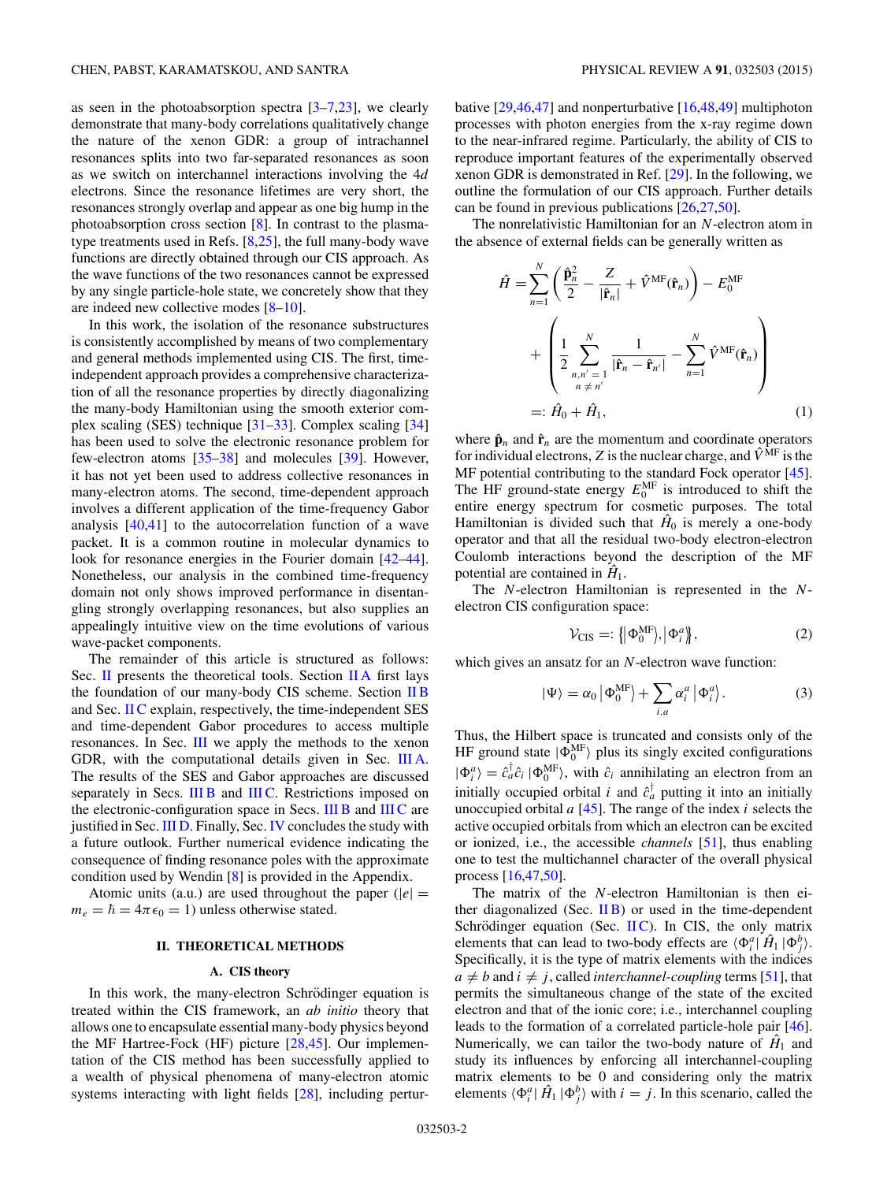as seen in the photoabsorption spectra [3–7,23], we clearly demonstrate that many-body correlations qualitatively change the nature of the xenon GDR: a group of intrachannel resonances splits into two far-separated resonances as soon as we switch on interchannel interactions involving the 4$d$ electrons. Since the resonance lifetimes are very short, the resonances strongly overlap and appear as one big hump in the photoabsorption cross section [8]. In contrast to the plasma-type treatments used in Refs. [8,25], the full many-body wave functions are directly obtained through our CIS approach. As the wave functions of the two resonances cannot be expressed by any single particle-hole state, we concretely show that they are indeed new collective modes [8–10].

In this work, the isolation of the resonance substructures is consistently accomplished by means of two complementary and general methods implemented using CIS. The first, time-independent approach provides a comprehensive characterization of all the resonance properties by directly diagonalizing the many-body Hamiltonian using the smooth exterior complex scaling (SES) technique [31–33]. Complex scaling [34] has been used to solve the electronic resonance problem for few-electron atoms [35–38] and molecules [39]. However, it has not yet been used to address collective resonances in many-electron atoms. The second, time-dependent approach involves a different application of the time-frequency Gabor analysis [40,41] to the autocorrelation function of a wave packet. It is a common routine in molecular dynamics to look for resonance energies in the Fourier domain [42–44]. Nonetheless, our analysis in the combined time-frequency domain not only shows improved performance in disentangling strongly overlapping resonances, but also supplies an appealingly intuitive view on the time evolutions of various wave-packet components.

The remainder of this article is structured as follows: Sec. II presents the theoretical tools. Section II A first lays the foundation of our many-body CIS scheme. Section II B and Sec. II C explain, respectively, the time-independent SES and time-dependent Gabor procedures to access multiple resonances. In Sec. III we apply the methods to the xenon GDR, with the computational details given in Sec. III A. The results of the SES and Gabor approaches are discussed separately in Secs. III B and III C. Restrictions imposed on the electronic-configuration space in Secs. III B and III C are justified in Sec. III D. Finally, Sec. IV concludes the study with a future outlook. Further numerical evidence indicating the consequence of finding resonance poles with the approximate condition used by Wendin [8] is provided in the Appendix.

Atomic units (a.u.) are used throughout the paper ($|e| = m_e = \hbar = 4\pi\epsilon_0 = 1$) unless otherwise stated.

## II. THEORETICAL METHODS

### A. CIS theory

In this work, the many-electron Schrödinger equation is treated within the CIS framework, an *ab initio* theory that allows one to encapsulate essential many-body physics beyond the MF Hartree-Fock (HF) picture [28,45]. Our implementation of the CIS method has been successfully applied to a wealth of physical phenomena of many-electron atomic systems interacting with light fields [28], including perturbative [29,46,47] and nonperturbative [16,48,49] multiphoton processes with photon energies from the x-ray regime down to the near-infrared regime. Particularly, the ability of CIS to reproduce important features of the experimentally observed xenon GDR is demonstrated in Ref. [29]. In the following, we outline the formulation of our CIS approach. Further details can be found in previous publications [26,27,50].

The nonrelativistic Hamiltonian for an $N$-electron atom in the absence of external fields can be generally written as

$$
\begin{aligned}
\hat{H} &= \sum_{n=1}^{N}\left(\frac{\hat{\mathbf{p}}_n^2}{2} - \frac{Z}{|\hat{\mathbf{r}}_n|} + \hat{V}^{\mathrm{MF}}(\hat{\mathbf{r}}_n)\right) - E_0^{\mathrm{MF}} \\
&\quad + \left(\frac{1}{2}\sum_{\substack{n,n'=1\\ n\neq n'}}^{N}\frac{1}{|\hat{\mathbf{r}}_n - \hat{\mathbf{r}}_{n'}|} - \sum_{n=1}^{N}\hat{V}^{\mathrm{MF}}(\hat{\mathbf{r}}_n)\right) \\
&=: \hat{H}_0 + \hat{H}_1,
\end{aligned} \tag{1}
$$

where $\hat{\mathbf{p}}_n$ and $\hat{\mathbf{r}}_n$ are the momentum and coordinate operators for individual electrons, $Z$ is the nuclear charge, and $\hat{V}^{\mathrm{MF}}$ is the MF potential contributing to the standard Fock operator [45]. The HF ground-state energy $E_0^{\mathrm{MF}}$ is introduced to shift the entire energy spectrum for cosmetic purposes. The total Hamiltonian is divided such that $\hat{H}_0$ is merely a one-body operator and that all the residual two-body electron-electron Coulomb interactions beyond the description of the MF potential are contained in $\hat{H}_1$.

The $N$-electron Hamiltonian is represented in the $N$-electron CIS configuration space:

$$
\mathcal{V}_{\mathrm{CIS}} =: \left\{\left|\Phi_0^{\mathrm{MF}}\right\rangle, \left|\Phi_i^a\right\rangle\right\}, \tag{2}
$$

which gives an ansatz for an $N$-electron wave function:

$$
|\Psi\rangle = \alpha_0\left|\Phi_0^{\mathrm{MF}}\right\rangle + \sum_{i,a}\alpha_i^a\left|\Phi_i^a\right\rangle. \tag{3}
$$

Thus, the Hilbert space is truncated and consists only of the HF ground state $|\Phi_0^{\mathrm{MF}}\rangle$ plus its singly excited configurations $|\Phi_i^a\rangle = \hat{c}_a^\dagger\hat{c}_i|\Phi_0^{\mathrm{MF}}\rangle$, with $\hat{c}_i$ annihilating an electron from an initially occupied orbital $i$ and $\hat{c}_a^\dagger$ putting it into an initially unoccupied orbital $a$ [45]. The range of the index $i$ selects the active occupied orbitals from which an electron can be excited or ionized, i.e., the accessible *channels* [51], thus enabling one to test the multichannel character of the overall physical process [16,47,50].

The matrix of the $N$-electron Hamiltonian is then either diagonalized (Sec. II B) or used in the time-dependent Schrödinger equation (Sec. II C). In CIS, the only matrix elements that can lead to two-body effects are $\langle\Phi_i^a|\hat{H}_1|\Phi_j^b\rangle$. Specifically, it is the type of matrix elements with the indices $a \neq b$ and $i \neq j$, called *interchannel-coupling* terms [51], that permits the simultaneous change of the state of the excited electron and that of the ionic core; i.e., interchannel coupling leads to the formation of a correlated particle-hole pair [46]. Numerically, we can tailor the two-body nature of $\hat{H}_1$ and study its influences by enforcing all interchannel-coupling matrix elements to be 0 and considering only the matrix elements $\langle\Phi_i^a|\hat{H}_1|\Phi_j^b\rangle$ with $i = j$. In this scenario, called the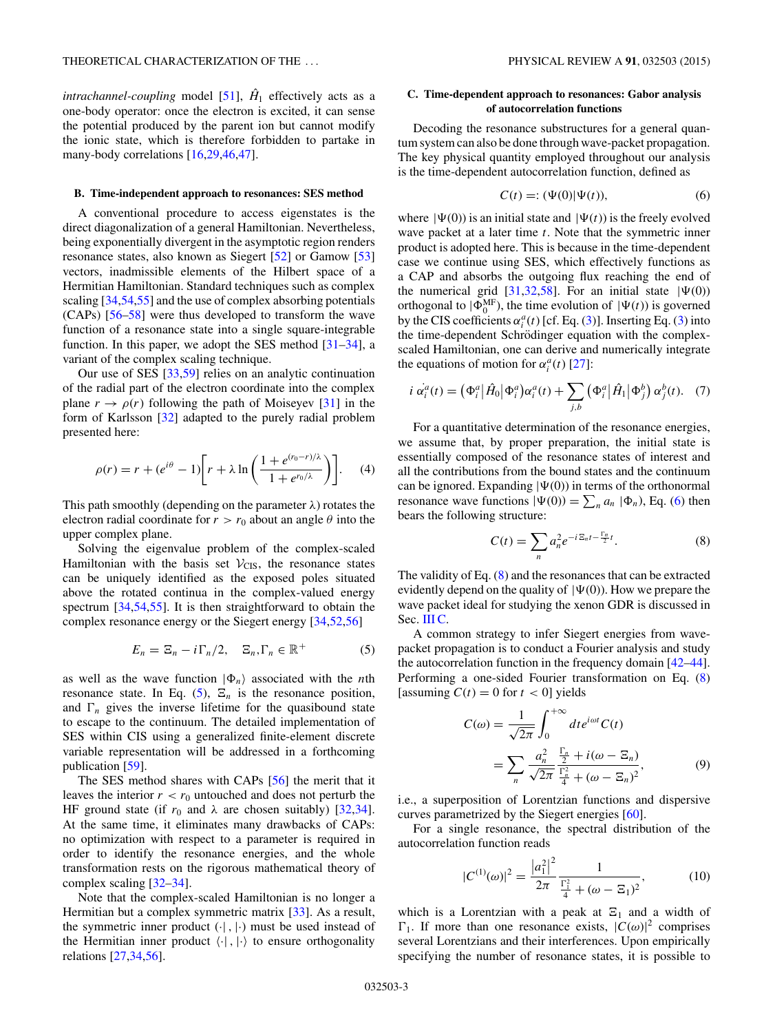*intrachannel-coupling* model [51], $\hat{H}_1$ effectively acts as a one-body operator: once the electron is excited, it can sense the potential produced by the parent ion but cannot modify the ionic state, which is therefore forbidden to partake in many-body correlations [16,29,46,47].

### B. Time-independent approach to resonances: SES method

A conventional procedure to access eigenstates is the direct diagonalization of a general Hamiltonian. Nevertheless, being exponentially divergent in the asymptotic region renders resonance states, also known as Siegert [52] or Gamow [53] vectors, inadmissible elements of the Hilbert space of a Hermitian Hamiltonian. Standard techniques such as complex scaling [34,54,55] and the use of complex absorbing potentials (CAPs) [56–58] were thus developed to transform the wave function of a resonance state into a single square-integrable function. In this paper, we adopt the SES method [31–34], a variant of the complex scaling technique.

Our use of SES [33,59] relies on an analytic continuation of the radial part of the electron coordinate into the complex plane $r \to \rho(r)$ following the path of Moiseyev [31] in the form of Karlsson [32] adapted to the purely radial problem presented here:

$$\rho(r) = r + (e^{i\theta} - 1)\left[r + \lambda \ln\left(\frac{1 + e^{(r_0 - r)/\lambda}}{1 + e^{r_0/\lambda}}\right)\right]. \quad (4)$$

This path smoothly (depending on the parameter $\lambda$) rotates the electron radial coordinate for $r > r_0$ about an angle $\theta$ into the upper complex plane.

Solving the eigenvalue problem of the complex-scaled Hamiltonian with the basis set $\mathcal{V}_{\text{CIS}}$, the resonance states can be uniquely identified as the exposed poles situated above the rotated continua in the complex-valued energy spectrum [34,54,55]. It is then straightforward to obtain the complex resonance energy or the Siegert energy [34,52,56]

$$E_n = \Xi_n - i\Gamma_n/2, \quad \Xi_n, \Gamma_n \in \mathbb{R}^+ \quad (5)$$

as well as the wave function $|\Phi_n\rangle$ associated with the $n$th resonance state. In Eq. (5), $\Xi_n$ is the resonance position, and $\Gamma_n$ gives the inverse lifetime for the quasibound state to escape to the continuum. The detailed implementation of SES within CIS using a generalized finite-element discrete variable representation will be addressed in a forthcoming publication [59].

The SES method shares with CAPs [56] the merit that it leaves the interior $r < r_0$ untouched and does not perturb the HF ground state (if $r_0$ and $\lambda$ are chosen suitably) [32,34]. At the same time, it eliminates many drawbacks of CAPs: no optimization with respect to a parameter is required in order to identify the resonance energies, and the whole transformation rests on the rigorous mathematical theory of complex scaling [32–34].

Note that the complex-scaled Hamiltonian is no longer a Hermitian but a complex symmetric matrix [33]. As a result, the symmetric inner product $(\cdot|,|\cdot)$ must be used instead of the Hermitian inner product $\langle\cdot|,|\cdot\rangle$ to ensure orthogonality relations [27,34,56].

### C. Time-dependent approach to resonances: Gabor analysis of autocorrelation functions

Decoding the resonance substructures for a general quantum system can also be done through wave-packet propagation. The key physical quantity employed throughout our analysis is the time-dependent autocorrelation function, defined as

$$C(t) =: (\Psi(0)|\Psi(t)), \quad (6)$$

where $|\Psi(0))$ is an initial state and $|\Psi(t))$ is the freely evolved wave packet at a later time $t$. Note that the symmetric inner product is adopted here. This is because in the time-dependent case we continue using SES, which effectively functions as a CAP and absorbs the outgoing flux reaching the end of the numerical grid [31,32,58]. For an initial state $|\Psi(0))$ orthogonal to $|\Phi_0^{\text{MF}})$, the time evolution of $|\Psi(t))$ is governed by the CIS coefficients $\alpha_i^a(t)$ [cf. Eq. (3)]. Inserting Eq. (3) into the time-dependent Schrödinger equation with the complex-scaled Hamiltonian, one can derive and numerically integrate the equations of motion for $\alpha_i^a(t)$ [27]:

$$i\,\dot{\alpha_i^a}(t) = \left(\Phi_i^a\middle|\hat{H}_0\middle|\Phi_i^a\right)\alpha_i^a(t) + \sum_{j,b}\left(\Phi_i^a\middle|\hat{H}_1\middle|\Phi_j^b\right)\alpha_j^b(t). \quad (7)$$

For a quantitative determination of the resonance energies, we assume that, by proper preparation, the initial state is essentially composed of the resonance states of interest and all the contributions from the bound states and the continuum can be ignored. Expanding $|\Psi(0))$ in terms of the orthonormal resonance wave functions $|\Psi(0)) = \sum_n a_n\,|\Phi_n)$, Eq. (6) then bears the following structure:

$$C(t) = \sum_n a_n^2 e^{-i\Xi_n t - \frac{\Gamma_n}{2}t}. \quad (8)$$

The validity of Eq. (8) and the resonances that can be extracted evidently depend on the quality of $|\Psi(0))$. How we prepare the wave packet ideal for studying the xenon GDR is discussed in Sec. III C.

A common strategy to infer Siegert energies from wave-packet propagation is to conduct a Fourier analysis and study the autocorrelation function in the frequency domain [42–44]. Performing a one-sided Fourier transformation on Eq. (8) [assuming $C(t) = 0$ for $t < 0$] yields

$$\begin{aligned} C(\omega) &= \frac{1}{\sqrt{2\pi}}\int_0^{+\infty} dt e^{i\omega t} C(t) \\ &= \sum_n \frac{a_n^2}{\sqrt{2\pi}} \frac{\frac{\Gamma_n}{2} + i(\omega - \Xi_n)}{\frac{\Gamma_n^2}{4} + (\omega - \Xi_n)^2}, \end{aligned} \quad (9)$$

i.e., a superposition of Lorentzian functions and dispersive curves parametrized by the Siegert energies [60].

For a single resonance, the spectral distribution of the autocorrelation function reads

$$|C^{(1)}(\omega)|^2 = \frac{|a_1^2|^2}{2\pi}\frac{1}{\frac{\Gamma_1^2}{4} + (\omega - \Xi_1)^2}, \quad (10)$$

which is a Lorentzian with a peak at $\Xi_1$ and a width of $\Gamma_1$. If more than one resonance exists, $|C(\omega)|^2$ comprises several Lorentzians and their interferences. Upon empirically specifying the number of resonance states, it is possible to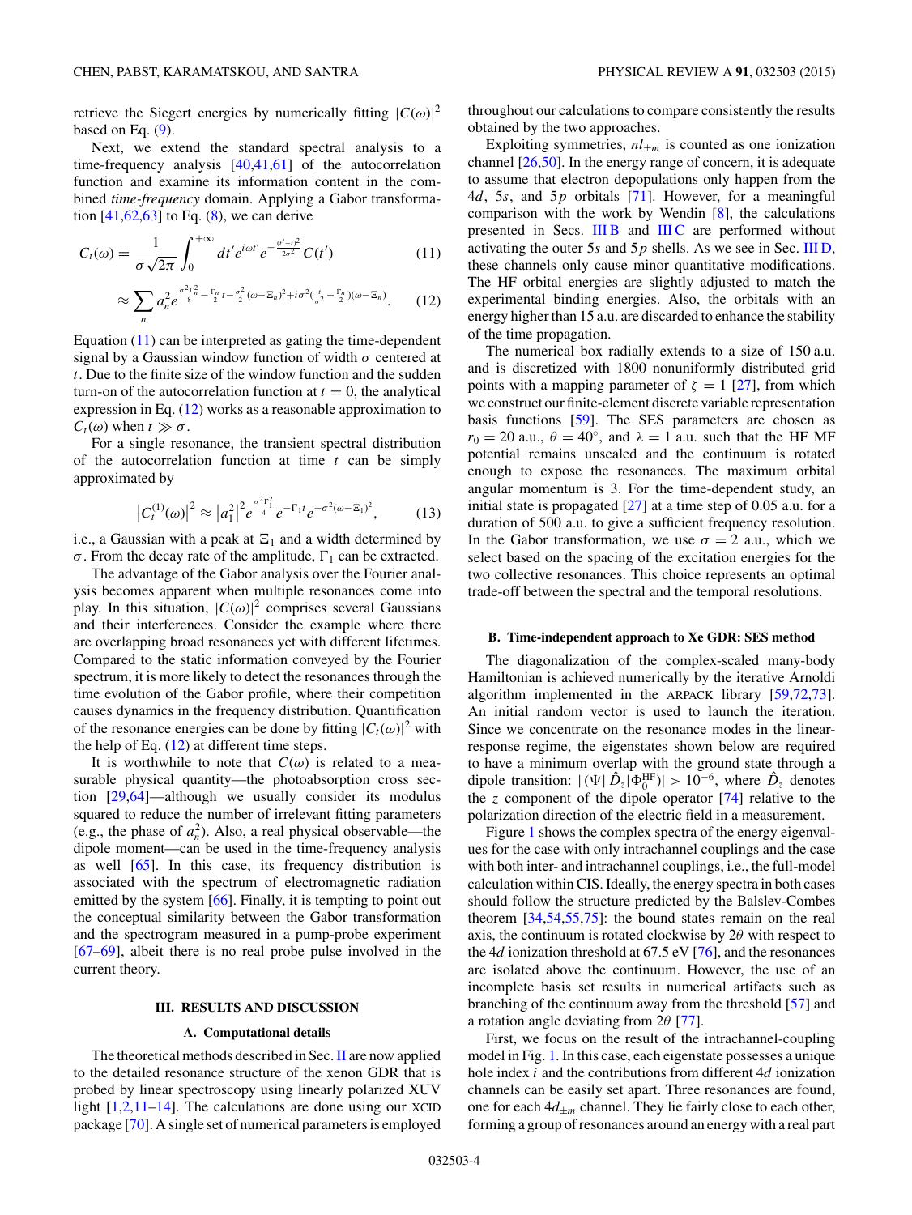retrieve the Siegert energies by numerically fitting $|C(\omega)|^2$ based on Eq. (9).

Next, we extend the standard spectral analysis to a time-frequency analysis [40,41,61] of the autocorrelation function and examine its information content in the combined *time-frequency* domain. Applying a Gabor transformation [41,62,63] to Eq. (8), we can derive

$$C_t(\omega) = \frac{1}{\sigma\sqrt{2\pi}} \int_0^{+\infty} dt' e^{i\omega t'} e^{-\frac{(t'-t)^2}{2\sigma^2}} C(t') \tag{11}$$

$$\approx \sum_n a_n^2 e^{\frac{\sigma^2\Gamma_n^2}{8} - \frac{\Gamma_n}{2}t - \frac{\sigma^2}{2}(\omega-\Xi_n)^2 + i\sigma^2(\frac{t}{\sigma^2} - \frac{\Gamma_n}{2})(\omega-\Xi_n)}. \tag{12}$$

Equation (11) can be interpreted as gating the time-dependent signal by a Gaussian window function of width $\sigma$ centered at $t$. Due to the finite size of the window function and the sudden turn-on of the autocorrelation function at $t = 0$, the analytical expression in Eq. (12) works as a reasonable approximation to $C_t(\omega)$ when $t \gg \sigma$.

For a single resonance, the transient spectral distribution of the autocorrelation function at time $t$ can be simply approximated by

$$\left|C_t^{(1)}(\omega)\right|^2 \approx \left|a_1^2\right|^2 e^{\frac{\sigma^2\Gamma_1^2}{4}} e^{-\Gamma_1 t} e^{-\sigma^2(\omega-\Xi_1)^2}, \tag{13}$$

i.e., a Gaussian with a peak at $\Xi_1$ and a width determined by $\sigma$. From the decay rate of the amplitude, $\Gamma_1$ can be extracted.

The advantage of the Gabor analysis over the Fourier analysis becomes apparent when multiple resonances come into play. In this situation, $|C(\omega)|^2$ comprises several Gaussians and their interferences. Consider the example where there are overlapping broad resonances yet with different lifetimes. Compared to the static information conveyed by the Fourier spectrum, it is more likely to detect the resonances through the time evolution of the Gabor profile, where their competition causes dynamics in the frequency distribution. Quantification of the resonance energies can be done by fitting $|C_t(\omega)|^2$ with the help of Eq. (12) at different time steps.

It is worthwhile to note that $C(\omega)$ is related to a measurable physical quantity—the photoabsorption cross section [29,64]—although we usually consider its modulus squared to reduce the number of irrelevant fitting parameters (e.g., the phase of $a_n^2$). Also, a real physical observable—the dipole moment—can be used in the time-frequency analysis as well [65]. In this case, its frequency distribution is associated with the spectrum of electromagnetic radiation emitted by the system [66]. Finally, it is tempting to point out the conceptual similarity between the Gabor transformation and the spectrogram measured in a pump-probe experiment [67–69], albeit there is no real probe pulse involved in the current theory.

## III. RESULTS AND DISCUSSION

### A. Computational details

The theoretical methods described in Sec. II are now applied to the detailed resonance structure of the xenon GDR that is probed by linear spectroscopy using linearly polarized XUV light [1,2,11–14]. The calculations are done using our XCID package [70]. A single set of numerical parameters is employed throughout our calculations to compare consistently the results obtained by the two approaches.

Exploiting symmetries, $nl_{\pm m}$ is counted as one ionization channel [26,50]. In the energy range of concern, it is adequate to assume that electron depopulations only happen from the $4d$, $5s$, and $5p$ orbitals [71]. However, for a meaningful comparison with the work by Wendin [8], the calculations presented in Secs. III B and III C are performed without activating the outer $5s$ and $5p$ shells. As we see in Sec. III D, these channels only cause minor quantitative modifications. The HF orbital energies are slightly adjusted to match the experimental binding energies. Also, the orbitals with an energy higher than 15 a.u. are discarded to enhance the stability of the time propagation.

The numerical box radially extends to a size of 150 a.u. and is discretized with 1800 nonuniformly distributed grid points with a mapping parameter of $\zeta = 1$ [27], from which we construct our finite-element discrete variable representation basis functions [59]. The SES parameters are chosen as $r_0 = 20$ a.u., $\theta = 40^\circ$, and $\lambda = 1$ a.u. such that the HF MF potential remains unscaled and the continuum is rotated enough to expose the resonances. The maximum orbital angular momentum is 3. For the time-dependent study, an initial state is propagated [27] at a time step of 0.05 a.u. for a duration of 500 a.u. to give a sufficient frequency resolution. In the Gabor transformation, we use $\sigma = 2$ a.u., which we select based on the spacing of the excitation energies for the two collective resonances. This choice represents an optimal trade-off between the spectral and the temporal resolutions.

### B. Time-independent approach to Xe GDR: SES method

The diagonalization of the complex-scaled many-body Hamiltonian is achieved numerically by the iterative Arnoldi algorithm implemented in the ARPACK library [59,72,73]. An initial random vector is used to launch the iteration. Since we concentrate on the resonance modes in the linear-response regime, the eigenstates shown below are required to have a minimum overlap with the ground state through a dipole transition: $|(\Psi|\hat{D}_z|\Phi_0^{\rm HF})| > 10^{-6}$, where $\hat{D}_z$ denotes the $z$ component of the dipole operator [74] relative to the polarization direction of the electric field in a measurement.

Figure 1 shows the complex spectra of the energy eigenvalues for the case with only intrachannel couplings and the case with both inter- and intrachannel couplings, i.e., the full-model calculation within CIS. Ideally, the energy spectra in both cases should follow the structure predicted by the Balslev-Combes theorem [34,54,55,75]: the bound states remain on the real axis, the continuum is rotated clockwise by $2\theta$ with respect to the $4d$ ionization threshold at 67.5 eV [76], and the resonances are isolated above the continuum. However, the use of an incomplete basis set results in numerical artifacts such as branching of the continuum away from the threshold [57] and a rotation angle deviating from $2\theta$ [77].

First, we focus on the result of the intrachannel-coupling model in Fig. 1. In this case, each eigenstate possesses a unique hole index $i$ and the contributions from different $4d$ ionization channels can be easily set apart. Three resonances are found, one for each $4d_{\pm m}$ channel. They lie fairly close to each other, forming a group of resonances around an energy with a real part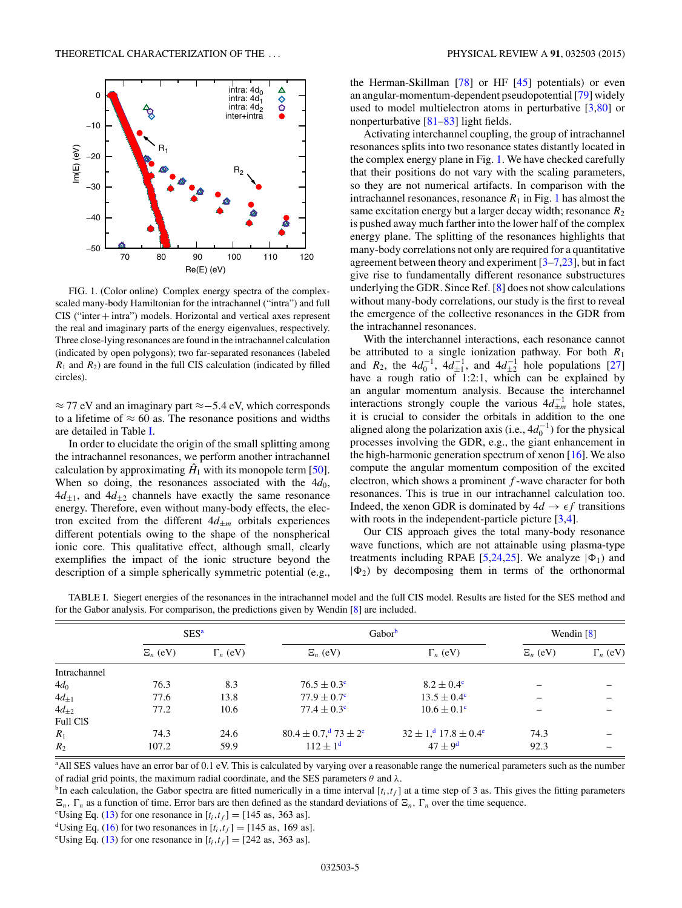FIG. 1. (Color online) Complex energy spectra of the complex-scaled many-body Hamiltonian for the intrachannel ("intra") and full CIS ("inter + intra") models. Horizontal and vertical axes represent the real and imaginary parts of the energy eigenvalues, respectively. Three close-lying resonances are found in the intrachannel calculation (indicated by open polygons); two far-separated resonances (labeled $R_1$ and $R_2$) are found in the full CIS calculation (indicated by filled circles).

$\approx 77$ eV and an imaginary part $\approx -5.4$ eV, which corresponds to a lifetime of $\approx 60$ as. The resonance positions and widths are detailed in Table I.

In order to elucidate the origin of the small splitting among the intrachannel resonances, we perform another intrachannel calculation by approximating $\hat{H}_1$ with its monopole term [50]. When so doing, the resonances associated with the $4d_0$, $4d_{\pm 1}$, and $4d_{\pm 2}$ channels have exactly the same resonance energy. Therefore, even without many-body effects, the electron excited from the different $4d_{\pm m}$ orbitals experiences different potentials owing to the shape of the nonspherical ionic core. This qualitative effect, although small, clearly exemplifies the impact of the ionic structure beyond the description of a simple spherically symmetric potential (e.g., the Herman-Skillman [78] or HF [45] potentials) or even an angular-momentum-dependent pseudopotential [79] widely used to model multielectron atoms in perturbative [3,80] or nonperturbative [81–83] light fields.

Activating interchannel coupling, the group of intrachannel resonances splits into two resonance states distantly located in the complex energy plane in Fig. 1. We have checked carefully that their positions do not vary with the scaling parameters, so they are not numerical artifacts. In comparison with the intrachannel resonances, resonance $R_1$ in Fig. 1 has almost the same excitation energy but a larger decay width; resonance $R_2$ is pushed away much farther into the lower half of the complex energy plane. The splitting of the resonances highlights that many-body correlations not only are required for a quantitative agreement between theory and experiment [3–7,23], but in fact give rise to fundamentally different resonance substructures underlying the GDR. Since Ref. [8] does not show calculations without many-body correlations, our study is the first to reveal the emergence of the collective resonances in the GDR from the intrachannel resonances.

With the interchannel interactions, each resonance cannot be attributed to a single ionization pathway. For both $R_1$ and $R_2$, the $4d_0^{-1}$, $4d_{\pm 1}^{-1}$, and $4d_{\pm 2}^{-1}$ hole populations [27] have a rough ratio of 1:2:1, which can be explained by an angular momentum analysis. Because the interchannel interactions strongly couple the various $4d_{\pm m}^{-1}$ hole states, it is crucial to consider the orbitals in addition to the one aligned along the polarization axis (i.e., $4d_0^{-1}$) for the physical processes involving the GDR, e.g., the giant enhancement in the high-harmonic generation spectrum of xenon [16]. We also compute the angular momentum composition of the excited electron, which shows a prominent $f$-wave character for both resonances. This is true in our intrachannel calculation too. Indeed, the xenon GDR is dominated by $4d \rightarrow \epsilon f$ transitions with roots in the independent-particle picture [3,4].

Our CIS approach gives the total many-body resonance wave functions, which are not attainable using plasma-type treatments including RPAE [5,24,25]. We analyze $|\Phi_1\rangle$ and $|\Phi_2\rangle$ by decomposing them in terms of the orthonormal

TABLE I. Siegert energies of the resonances in the intrachannel model and the full CIS model. Results are listed for the SES method and for the Gabor analysis. For comparison, the predictions given by Wendin [8] are included.

| | SES[a] | | Gabor[b] | | Wendin [8] | |
|---|---|---|---|---|---|---|
| | $\Xi_n$ (eV) | $\Gamma_n$ (eV) | $\Xi_n$ (eV) | $\Gamma_n$ (eV) | $\Xi_n$ (eV) | $\Gamma_n$ (eV) |
| Intrachannel | | | | | | |
| $4d_0$ | 76.3 | 8.3 | $76.5 \pm 0.3$[c] | $8.2 \pm 0.4$[c] | – | – |
| $4d_{\pm 1}$ | 77.6 | 13.8 | $77.9 \pm 0.7$[c] | $13.5 \pm 0.4$[c] | – | – |
| $4d_{\pm 2}$ | 77.2 | 10.6 | $77.4 \pm 0.3$[c] | $10.6 \pm 0.1$[c] | – | – |
| Full CIS | | | | | | |
| $R_1$ | 74.3 | 24.6 | $80.4 \pm 0.7$,[d] $73 \pm 2$[e] | $32 \pm 1$,[d] $17.8 \pm 0.4$[e] | 74.3 | – |
| $R_2$ | 107.2 | 59.9 | $112 \pm 1$[d] | $47 \pm 9$[d] | 92.3 | – |

[a]All SES values have an error bar of 0.1 eV. This is calculated by varying over a reasonable range the numerical parameters such as the number of radial grid points, the maximum radial coordinate, and the SES parameters $\theta$ and $\lambda$.
[b]In each calculation, the Gabor spectra are fitted numerically in a time interval $[t_i, t_f]$ at a time step of 3 as. This gives the fitting parameters $\Xi_n$, $\Gamma_n$ as a function of time. Error bars are then defined as the standard deviations of $\Xi_n$, $\Gamma_n$ over the time sequence.
[c]Using Eq. (13) for one resonance in $[t_i, t_f] = [145\text{ as}, 363\text{ as}]$.
[d]Using Eq. (16) for two resonances in $[t_i, t_f] = [145\text{ as}, 169\text{ as}]$.
[e]Using Eq. (13) for one resonance in $[t_i, t_f] = [242\text{ as}, 363\text{ as}]$.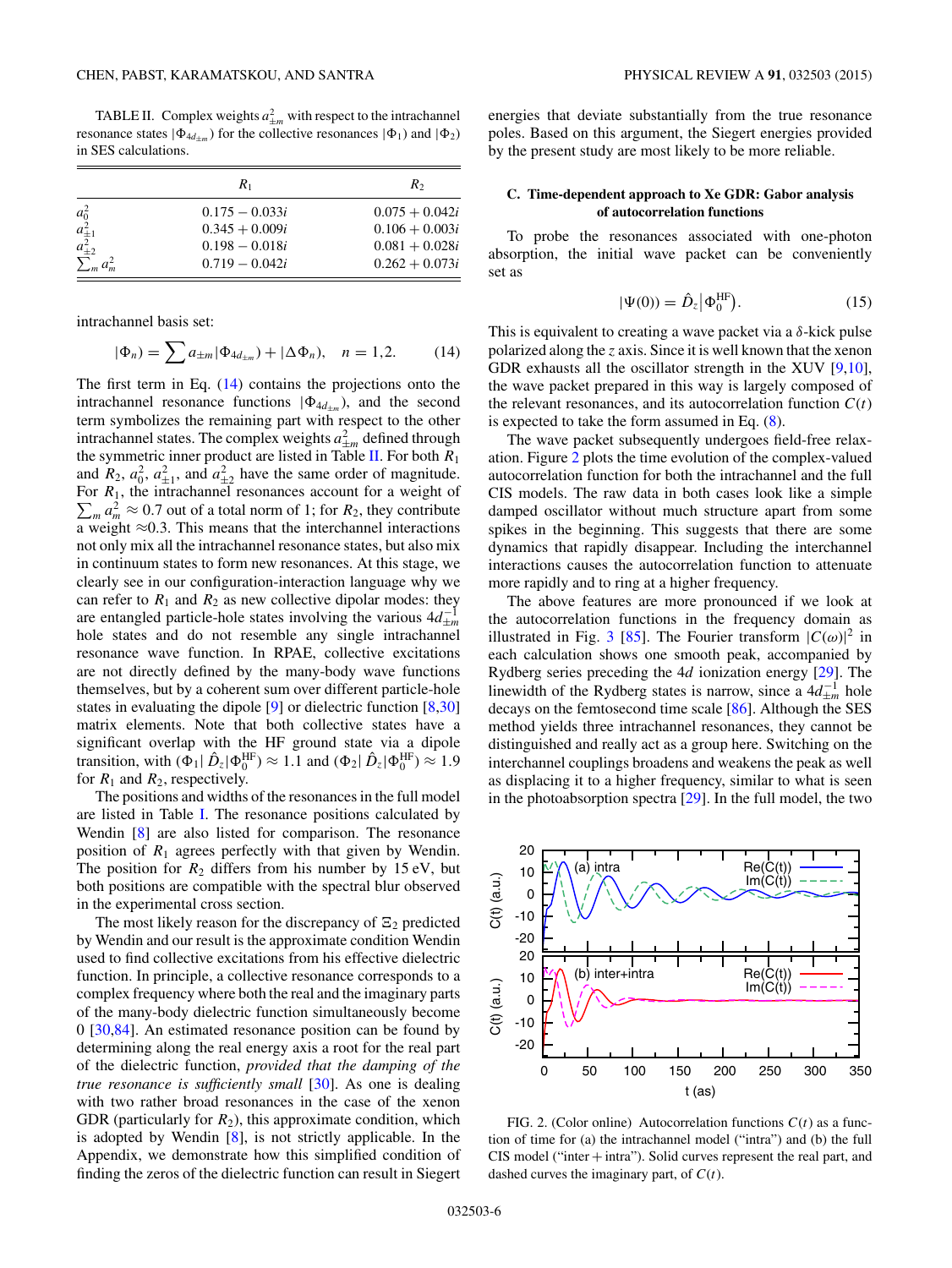TABLE II. Complex weights $a_{\pm m}^2$ with respect to the intrachannel resonance states $|\Phi_{4d_{\pm m}})$ for the collective resonances $|\Phi_1)$ and $|\Phi_2)$ in SES calculations.

| | $R_1$ | $R_2$ |
|---|---|---|
| $a_0^2$ | $0.175 - 0.033i$ | $0.075 + 0.042i$ |
| $a_{\pm 1}^2$ | $0.345 + 0.009i$ | $0.106 + 0.003i$ |
| $a_{\pm 2}^2$ | $0.198 - 0.018i$ | $0.081 + 0.028i$ |
| $\sum_m a_m^2$ | $0.719 - 0.042i$ | $0.262 + 0.073i$ |

intrachannel basis set:

$$|\Phi_n) = \sum a_{\pm m}|\Phi_{4d_{\pm m}}) + |\Delta\Phi_n), \quad n = 1,2. \tag{14}$$

The first term in Eq. (14) contains the projections onto the intrachannel resonance functions $|\Phi_{4d_{\pm m}})$, and the second term symbolizes the remaining part with respect to the other intrachannel states. The complex weights $a_{\pm m}^2$ defined through the symmetric inner product are listed in Table II. For both $R_1$ and $R_2$, $a_0^2$, $a_{\pm 1}^2$, and $a_{\pm 2}^2$ have the same order of magnitude. For $R_1$, the intrachannel resonances account for a weight of $\sum_m a_m^2 \approx 0.7$ out of a total norm of 1; for $R_2$, they contribute a weight $\approx$0.3. This means that the interchannel interactions not only mix all the intrachannel resonance states, but also mix in continuum states to form new resonances. At this stage, we clearly see in our configuration-interaction language why we can refer to $R_1$ and $R_2$ as new collective dipolar modes: they are entangled particle-hole states involving the various $4d_{\pm m}^{-1}$ hole states and do not resemble any single intrachannel resonance wave function. In RPAE, collective excitations are not directly defined by the many-body wave functions themselves, but by a coherent sum over different particle-hole states in evaluating the dipole [9] or dielectric function [8,30] matrix elements. Note that both collective states have a significant overlap with the HF ground state via a dipole transition, with $(\Phi_1|\hat{D}_z|\Phi_0^{\rm HF}) \approx 1.1$ and $(\Phi_2|\hat{D}_z|\Phi_0^{\rm HF}) \approx 1.9$ for $R_1$ and $R_2$, respectively.

The positions and widths of the resonances in the full model are listed in Table I. The resonance positions calculated by Wendin [8] are also listed for comparison. The resonance position of $R_1$ agrees perfectly with that given by Wendin. The position for $R_2$ differs from his number by 15 eV, but both positions are compatible with the spectral blur observed in the experimental cross section.

The most likely reason for the discrepancy of $\Xi_2$ predicted by Wendin and our result is the approximate condition Wendin used to find collective excitations from his effective dielectric function. In principle, a collective resonance corresponds to a complex frequency where both the real and the imaginary parts of the many-body dielectric function simultaneously become 0 [30,84]. An estimated resonance position can be found by determining along the real energy axis a root for the real part of the dielectric function, *provided that the damping of the true resonance is sufficiently small* [30]. As one is dealing with two rather broad resonances in the case of the xenon GDR (particularly for $R_2$), this approximate condition, which is adopted by Wendin [8], is not strictly applicable. In the Appendix, we demonstrate how this simplified condition of finding the zeros of the dielectric function can result in Siegert energies that deviate substantially from the true resonance poles. Based on this argument, the Siegert energies provided by the present study are most likely to be more reliable.

### C. Time-dependent approach to Xe GDR: Gabor analysis of autocorrelation functions

To probe the resonances associated with one-photon absorption, the initial wave packet can be conveniently set as

$$|\Psi(0)) = \hat{D}_z|\Phi_0^{\rm HF}). \tag{15}$$

This is equivalent to creating a wave packet via a $\delta$-kick pulse polarized along the $z$ axis. Since it is well known that the xenon GDR exhausts all the oscillator strength in the XUV [9,10], the wave packet prepared in this way is largely composed of the relevant resonances, and its autocorrelation function $C(t)$ is expected to take the form assumed in Eq. (8).

The wave packet subsequently undergoes field-free relaxation. Figure 2 plots the time evolution of the complex-valued autocorrelation function for both the intrachannel and the full CIS models. The raw data in both cases look like a simple damped oscillator without much structure apart from some spikes in the beginning. This suggests that there are some dynamics that rapidly disappear. Including the interchannel interactions causes the autocorrelation function to attenuate more rapidly and to ring at a higher frequency.

The above features are more pronounced if we look at the autocorrelation functions in the frequency domain as illustrated in Fig. 3 [85]. The Fourier transform $|C(\omega)|^2$ in each calculation shows one smooth peak, accompanied by Rydberg series preceding the $4d$ ionization energy [29]. The linewidth of the Rydberg states is narrow, since a $4d_{\pm m}^{-1}$ hole decays on the femtosecond time scale [86]. Although the SES method yields three intrachannel resonances, they cannot be distinguished and really act as a group here. Switching on the interchannel couplings broadens and weakens the peak as well as displacing it to a higher frequency, similar to what is seen in the photoabsorption spectra [29]. In the full model, the two

FIG. 2. (Color online) Autocorrelation functions $C(t)$ as a function of time for (a) the intrachannel model ("intra") and (b) the full CIS model ("inter + intra"). Solid curves represent the real part, and dashed curves the imaginary part, of $C(t)$.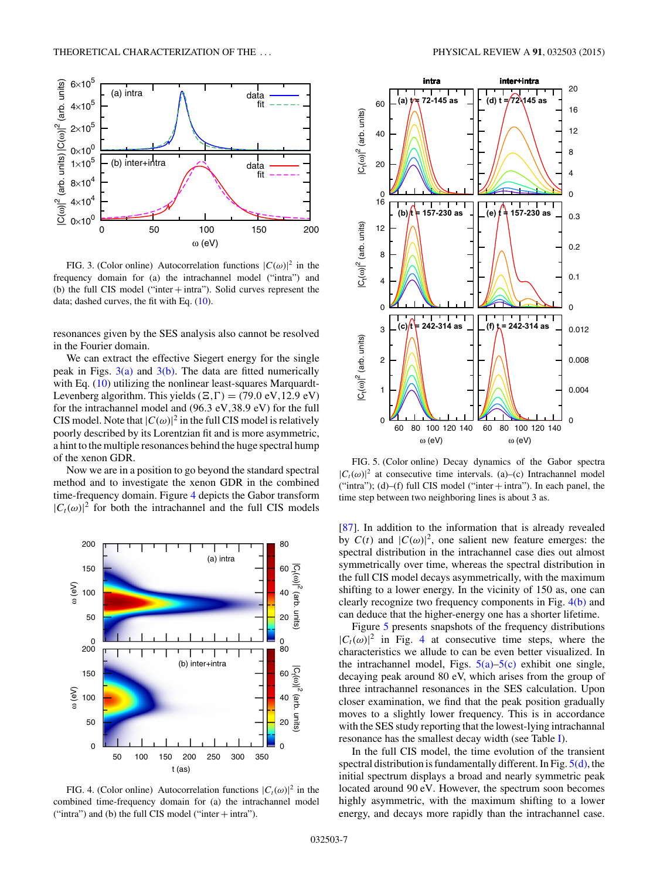FIG. 3. (Color online) Autocorrelation functions $|C(\omega)|^2$ in the frequency domain for (a) the intrachannel model ("intra") and (b) the full CIS model ("inter + intra"). Solid curves represent the data; dashed curves, the fit with Eq. (10).

resonances given by the SES analysis also cannot be resolved in the Fourier domain.

We can extract the effective Siegert energy for the single peak in Figs. 3(a) and 3(b). The data are fitted numerically with Eq. (10) utilizing the nonlinear least-squares Marquardt-Levenberg algorithm. This yields $(\Xi,\Gamma) = (79.0\text{ eV}, 12.9\text{ eV})$ for the intrachannel model and $(96.3\text{ eV}, 38.9\text{ eV})$ for the full CIS model. Note that $|C(\omega)|^2$ in the full CIS model is relatively poorly described by its Lorentzian fit and is more asymmetric, a hint to the multiple resonances behind the huge spectral hump of the xenon GDR.

Now we are in a position to go beyond the standard spectral method and to investigate the xenon GDR in the combined time-frequency domain. Figure 4 depicts the Gabor transform $|C_t(\omega)|^2$ for both the intrachannel and the full CIS models

FIG. 4. (Color online) Autocorrelation functions $|C_t(\omega)|^2$ in the combined time-frequency domain for (a) the intrachannel model ("intra") and (b) the full CIS model ("inter + intra").

FIG. 5. (Color online) Decay dynamics of the Gabor spectra $|C_t(\omega)|^2$ at consecutive time intervals. (a)–(c) Intrachannel model ("intra"); (d)–(f) full CIS model ("inter + intra"). In each panel, the time step between two neighboring lines is about 3 as.

[87]. In addition to the information that is already revealed by $C(t)$ and $|C(\omega)|^2$, one salient new feature emerges: the spectral distribution in the intrachannel case dies out almost symmetrically over time, whereas the spectral distribution in the full CIS model decays asymmetrically, with the maximum shifting to a lower energy. In the vicinity of 150 as, one can clearly recognize two frequency components in Fig. 4(b) and can deduce that the higher-energy one has a shorter lifetime.

Figure 5 presents snapshots of the frequency distributions $|C_t(\omega)|^2$ in Fig. 4 at consecutive time steps, where the characteristics we allude to can be even better visualized. In the intrachannel model, Figs. 5(a)–5(c) exhibit one single, decaying peak around 80 eV, which arises from the group of three intrachannel resonances in the SES calculation. Upon closer examination, we find that the peak position gradually moves to a slightly lower frequency. This is in accordance with the SES study reporting that the lowest-lying intrachannel resonance has the smallest decay width (see Table I).

In the full CIS model, the time evolution of the transient spectral distribution is fundamentally different. In Fig. 5(d), the initial spectrum displays a broad and nearly symmetric peak located around 90 eV. However, the spectrum soon becomes highly asymmetric, with the maximum shifting to a lower energy, and decays more rapidly than the intrachannel case.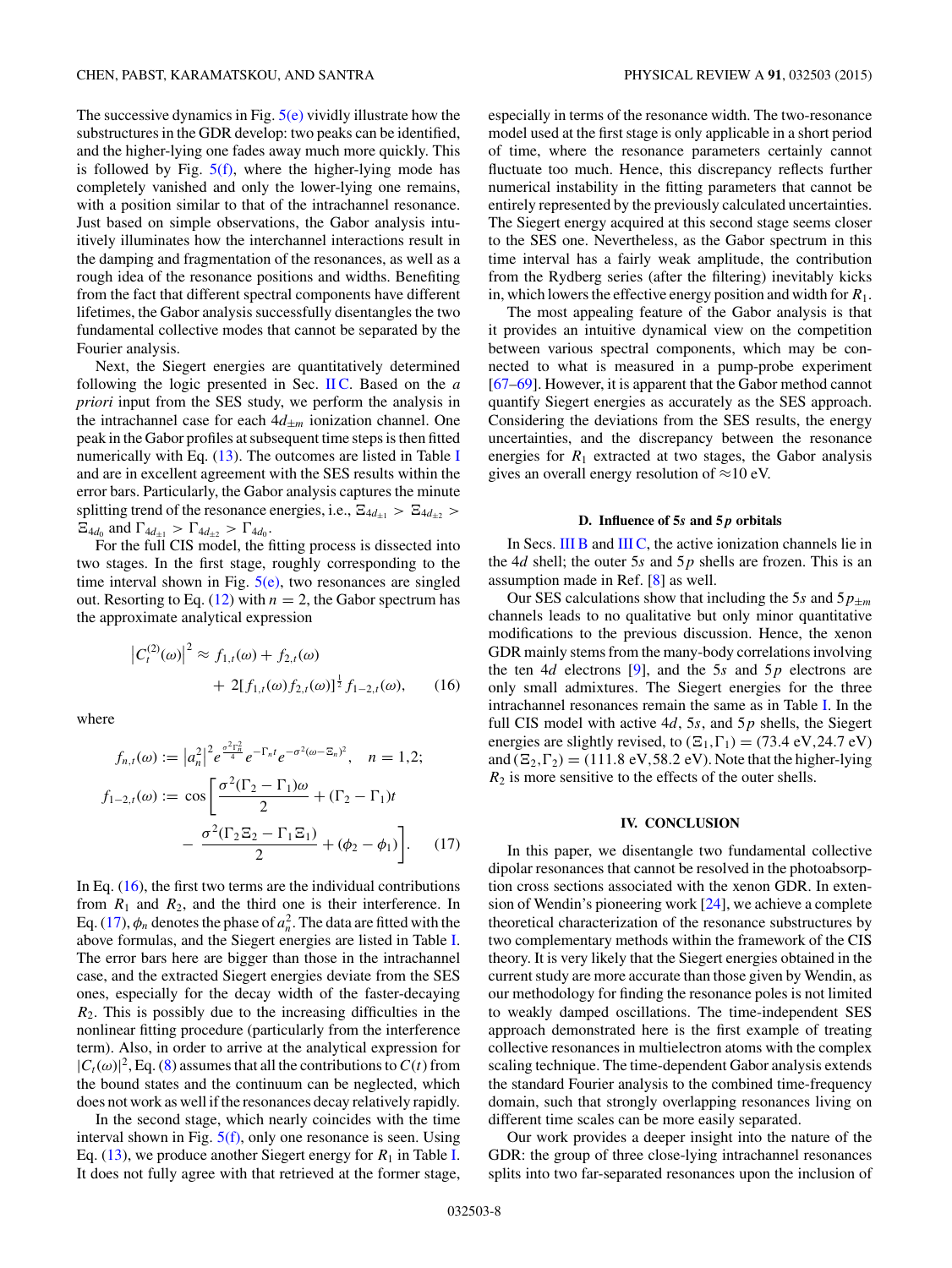The successive dynamics in Fig. 5(e) vividly illustrate how the substructures in the GDR develop: two peaks can be identified, and the higher-lying one fades away much more quickly. This is followed by Fig. 5(f), where the higher-lying mode has completely vanished and only the lower-lying one remains, with a position similar to that of the intrachannel resonance. Just based on simple observations, the Gabor analysis intuitively illuminates how the interchannel interactions result in the damping and fragmentation of the resonances, as well as a rough idea of the resonance positions and widths. Benefiting from the fact that different spectral components have different lifetimes, the Gabor analysis successfully disentangles the two fundamental collective modes that cannot be separated by the Fourier analysis.

Next, the Siegert energies are quantitatively determined following the logic presented in Sec. II C. Based on the *a priori* input from the SES study, we perform the analysis in the intrachannel case for each $4d_{\pm m}$ ionization channel. One peak in the Gabor profiles at subsequent time steps is then fitted numerically with Eq. (13). The outcomes are listed in Table I and are in excellent agreement with the SES results within the error bars. Particularly, the Gabor analysis captures the minute splitting trend of the resonance energies, i.e., $\Xi_{4d_{\pm 1}} > \Xi_{4d_{\pm 2}} > \Xi_{4d_0}$ and $\Gamma_{4d_{\pm 1}} > \Gamma_{4d_{\pm 2}} > \Gamma_{4d_0}$.

For the full CIS model, the fitting process is dissected into two stages. In the first stage, roughly corresponding to the time interval shown in Fig. 5(e), two resonances are singled out. Resorting to Eq. (12) with $n = 2$, the Gabor spectrum has the approximate analytical expression

$$\left|C_t^{(2)}(\omega)\right|^2 \approx f_{1,t}(\omega) + f_{2,t}(\omega) + 2[f_{1,t}(\omega) f_{2,t}(\omega)]^{\frac{1}{2}} f_{1-2,t}(\omega), \tag{16}$$

where

$$f_{n,t}(\omega) := \left|a_n^2\right|^2 e^{\frac{\sigma^2 \Gamma_n^2}{4}} e^{-\Gamma_n t} e^{-\sigma^2(\omega - \Xi_n)^2}, \quad n = 1,2;$$
$$f_{1-2,t}(\omega) := \cos\left[\frac{\sigma^2(\Gamma_2 - \Gamma_1)\omega}{2} + (\Gamma_2 - \Gamma_1)t - \frac{\sigma^2(\Gamma_2 \Xi_2 - \Gamma_1 \Xi_1)}{2} + (\phi_2 - \phi_1)\right]. \tag{17}$$

In Eq. (16), the first two terms are the individual contributions from $R_1$ and $R_2$, and the third one is their interference. In Eq. (17), $\phi_n$ denotes the phase of $a_n^2$. The data are fitted with the above formulas, and the Siegert energies are listed in Table I. The error bars here are bigger than those in the intrachannel case, and the extracted Siegert energies deviate from the SES ones, especially for the decay width of the faster-decaying $R_2$. This is possibly due to the increasing difficulties in the nonlinear fitting procedure (particularly from the interference term). Also, in order to arrive at the analytical expression for $|C_t(\omega)|^2$, Eq. (8) assumes that all the contributions to $C(t)$ from the bound states and the continuum can be neglected, which does not work as well if the resonances decay relatively rapidly.

In the second stage, which nearly coincides with the time interval shown in Fig. 5(f), only one resonance is seen. Using Eq. (13), we produce another Siegert energy for $R_1$ in Table I. It does not fully agree with that retrieved at the former stage, especially in terms of the resonance width. The two-resonance model used at the first stage is only applicable in a short period of time, where the resonance parameters certainly cannot fluctuate too much. Hence, this discrepancy reflects further numerical instability in the fitting parameters that cannot be entirely represented by the previously calculated uncertainties. The Siegert energy acquired at this second stage seems closer to the SES one. Nevertheless, as the Gabor spectrum in this time interval has a fairly weak amplitude, the contribution from the Rydberg series (after the filtering) inevitably kicks in, which lowers the effective energy position and width for $R_1$.

The most appealing feature of the Gabor analysis is that it provides an intuitive dynamical view on the competition between various spectral components, which may be connected to what is measured in a pump-probe experiment [67–69]. However, it is apparent that the Gabor method cannot quantify Siegert energies as accurately as the SES approach. Considering the deviations from the SES results, the energy uncertainties, and the discrepancy between the resonance energies for $R_1$ extracted at two stages, the Gabor analysis gives an overall energy resolution of $\approx$10 eV.

### D. Influence of 5$s$ and 5$p$ orbitals

In Secs. III B and III C, the active ionization channels lie in the 4$d$ shell; the outer 5$s$ and 5$p$ shells are frozen. This is an assumption made in Ref. [8] as well.

Our SES calculations show that including the 5$s$ and $5p_{\pm m}$ channels leads to no qualitative but only minor quantitative modifications to the previous discussion. Hence, the xenon GDR mainly stems from the many-body correlations involving the ten 4$d$ electrons [9], and the 5$s$ and 5$p$ electrons are only small admixtures. The Siegert energies for the three intrachannel resonances remain the same as in Table I. In the full CIS model with active 4$d$, 5$s$, and 5$p$ shells, the Siegert energies are slightly revised, to $(\Xi_1, \Gamma_1) = (73.4\text{ eV}, 24.7\text{ eV})$ and $(\Xi_2, \Gamma_2) = (111.8\text{ eV}, 58.2\text{ eV})$. Note that the higher-lying $R_2$ is more sensitive to the effects of the outer shells.

## IV. CONCLUSION

In this paper, we disentangle two fundamental collective dipolar resonances that cannot be resolved in the photoabsorption cross sections associated with the xenon GDR. In extension of Wendin's pioneering work [24], we achieve a complete theoretical characterization of the resonance substructures by two complementary methods within the framework of the CIS theory. It is very likely that the Siegert energies obtained in the current study are more accurate than those given by Wendin, as our methodology for finding the resonance poles is not limited to weakly damped oscillations. The time-independent SES approach demonstrated here is the first example of treating collective resonances in multielectron atoms with the complex scaling technique. The time-dependent Gabor analysis extends the standard Fourier analysis to the combined time-frequency domain, such that strongly overlapping resonances living on different time scales can be more easily separated.

Our work provides a deeper insight into the nature of the GDR: the group of three close-lying intrachannel resonances splits into two far-separated resonances upon the inclusion of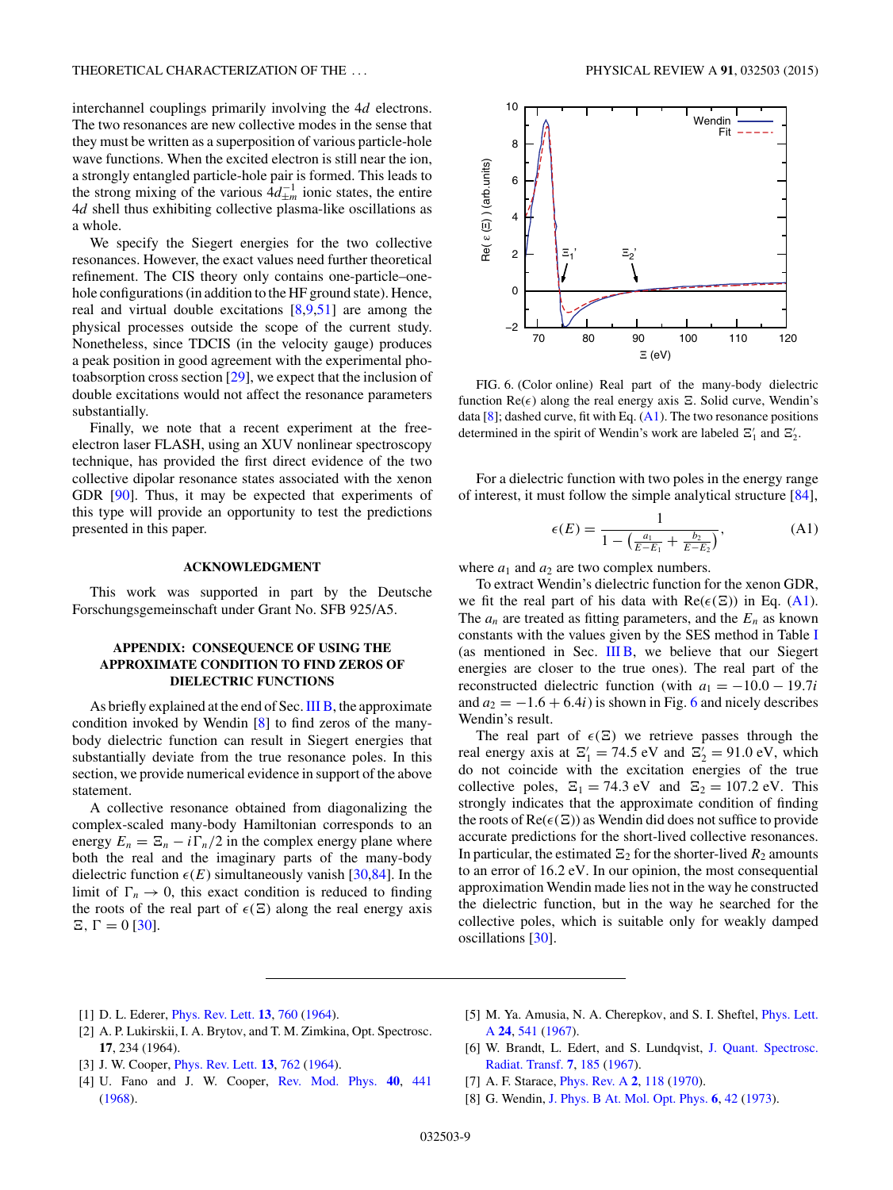interchannel couplings primarily involving the $4d$ electrons. The two resonances are new collective modes in the sense that they must be written as a superposition of various particle-hole wave functions. When the excited electron is still near the ion, a strongly entangled particle-hole pair is formed. This leads to the strong mixing of the various $4d_{\pm m}^{-1}$ ionic states, the entire $4d$ shell thus exhibiting collective plasma-like oscillations as a whole.

We specify the Siegert energies for the two collective resonances. However, the exact values need further theoretical refinement. The CIS theory only contains one-particle–one-hole configurations (in addition to the HF ground state). Hence, real and virtual double excitations [8,9,51] are among the physical processes outside the scope of the current study. Nonetheless, since TDCIS (in the velocity gauge) produces a peak position in good agreement with the experimental photoabsorption cross section [29], we expect that the inclusion of double excitations would not affect the resonance parameters substantially.

Finally, we note that a recent experiment at the free-electron laser FLASH, using an XUV nonlinear spectroscopy technique, has provided the first direct evidence of the two collective dipolar resonance states associated with the xenon GDR [90]. Thus, it may be expected that experiments of this type will provide an opportunity to test the predictions presented in this paper.

## ACKNOWLEDGMENT

This work was supported in part by the Deutsche Forschungsgemeinschaft under Grant No. SFB 925/A5.

## APPENDIX: CONSEQUENCE OF USING THE APPROXIMATE CONDITION TO FIND ZEROS OF DIELECTRIC FUNCTIONS

As briefly explained at the end of Sec. III B, the approximate condition invoked by Wendin [8] to find zeros of the many-body dielectric function can result in Siegert energies that substantially deviate from the true resonance poles. In this section, we provide numerical evidence in support of the above statement.

A collective resonance obtained from diagonalizing the complex-scaled many-body Hamiltonian corresponds to an energy $E_n = \Xi_n - i\Gamma_n/2$ in the complex energy plane where both the real and the imaginary parts of the many-body dielectric function $\epsilon(E)$ simultaneously vanish [30,84]. In the limit of $\Gamma_n \to 0$, this exact condition is reduced to finding the roots of the real part of $\epsilon(\Xi)$ along the real energy axis $\Xi$, $\Gamma = 0$ [30].

FIG. 6. (Color online) Real part of the many-body dielectric function $\mathrm{Re}(\epsilon)$ along the real energy axis $\Xi$. Solid curve, Wendin's data [8]; dashed curve, fit with Eq. (A1). The two resonance positions determined in the spirit of Wendin's work are labeled $\Xi_1'$ and $\Xi_2'$.

For a dielectric function with two poles in the energy range of interest, it must follow the simple analytical structure [84],

$$\epsilon(E) = \frac{1}{1 - \left(\frac{a_1}{E - E_1} + \frac{b_2}{E - E_2}\right)}, \tag{A1}$$

where $a_1$ and $a_2$ are two complex numbers.

To extract Wendin's dielectric function for the xenon GDR, we fit the real part of his data with $\mathrm{Re}(\epsilon(\Xi))$ in Eq. (A1). The $a_n$ are treated as fitting parameters, and the $E_n$ as known constants with the values given by the SES method in Table I (as mentioned in Sec. III B, we believe that our Siegert energies are closer to the true ones). The real part of the reconstructed dielectric function (with $a_1 = -10.0 - 19.7i$ and $a_2 = -1.6 + 6.4i$) is shown in Fig. 6 and nicely describes Wendin's result.

The real part of $\epsilon(\Xi)$ we retrieve passes through the real energy axis at $\Xi_1' = 74.5$ eV and $\Xi_2' = 91.0$ eV, which do not coincide with the excitation energies of the true collective poles, $\Xi_1 = 74.3$ eV and $\Xi_2 = 107.2$ eV. This strongly indicates that the approximate condition of finding the roots of $\mathrm{Re}(\epsilon(\Xi))$ as Wendin did does not suffice to provide accurate predictions for the short-lived collective resonances. In particular, the estimated $\Xi_2$ for the shorter-lived $R_2$ amounts to an error of 16.2 eV. In our opinion, the most consequential approximation Wendin made lies not in the way he constructed the dielectric function, but in the way he searched for the collective poles, which is suitable only for weakly damped oscillations [30].

---

[1] D. L. Ederer, Phys. Rev. Lett. **13**, 760 (1964).
[2] A. P. Lukirskii, I. A. Brytov, and T. M. Zimkina, Opt. Spectrosc. **17**, 234 (1964).
[3] J. W. Cooper, Phys. Rev. Lett. **13**, 762 (1964).
[4] U. Fano and J. W. Cooper, Rev. Mod. Phys. **40**, 441 (1968).
[5] M. Ya. Amusia, N. A. Cherepkov, and S. I. Sheftel, Phys. Lett. A **24**, 541 (1967).
[6] W. Brandt, L. Edert, and S. Lundqvist, J. Quant. Spectrosc. Radiat. Transf. **7**, 185 (1967).
[7] A. F. Starace, Phys. Rev. A **2**, 118 (1970).
[8] G. Wendin, J. Phys. B At. Mol. Opt. Phys. **6**, 42 (1973).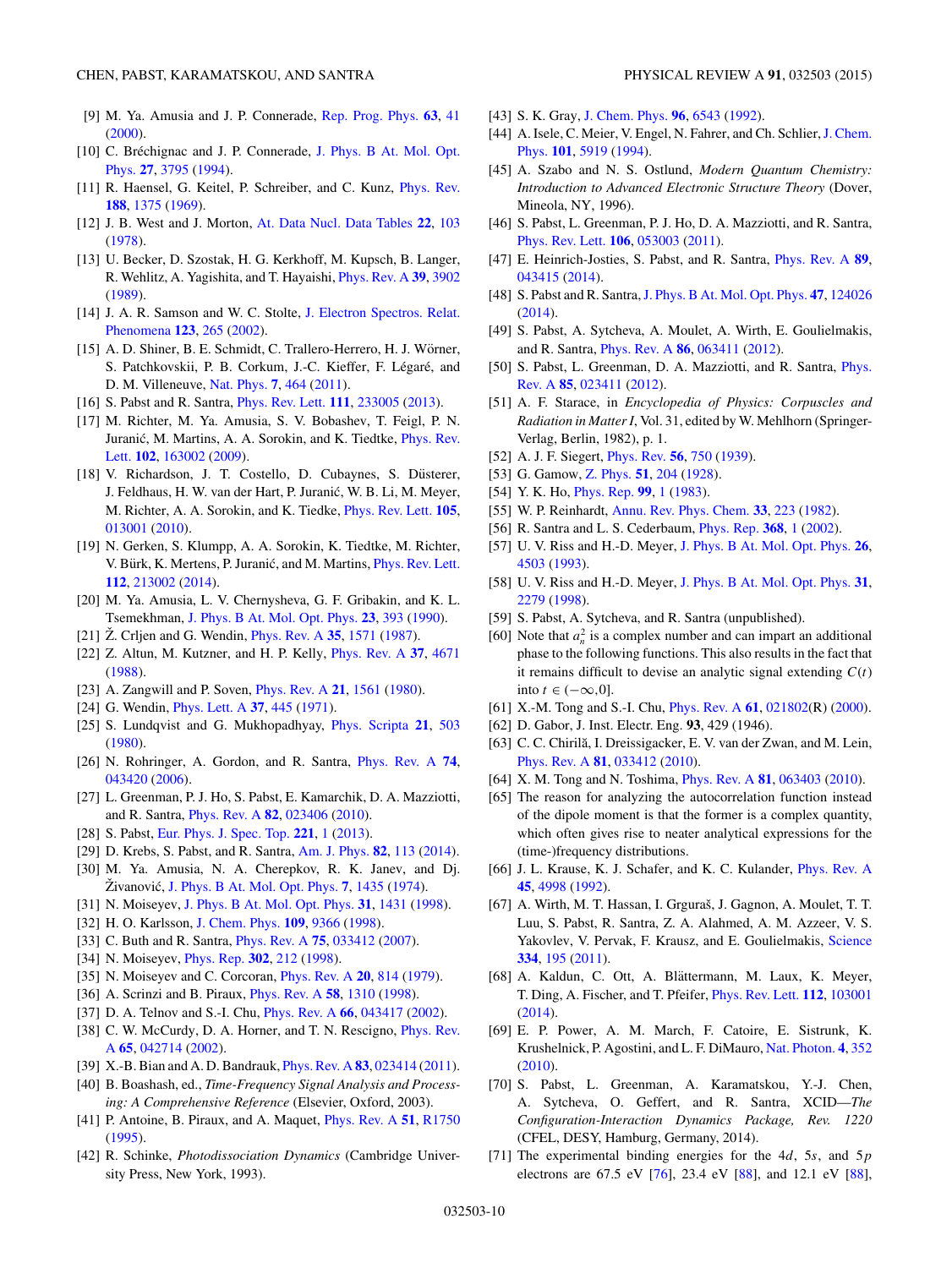[9] M. Ya. Amusia and J. P. Connerade, Rep. Prog. Phys. **63**, 41 (2000).

[10] C. Bréchignac and J. P. Connerade, J. Phys. B At. Mol. Opt. Phys. **27**, 3795 (1994).

[11] R. Haensel, G. Keitel, P. Schreiber, and C. Kunz, Phys. Rev. **188**, 1375 (1969).

[12] J. B. West and J. Morton, At. Data Nucl. Data Tables **22**, 103 (1978).

[13] U. Becker, D. Szostak, H. G. Kerkhoff, M. Kupsch, B. Langer, R. Wehlitz, A. Yagishita, and T. Hayaishi, Phys. Rev. A **39**, 3902 (1989).

[14] J. A. R. Samson and W. C. Stolte, J. Electron Spectros. Relat. Phenomena **123**, 265 (2002).

[15] A. D. Shiner, B. E. Schmidt, C. Trallero-Herrero, H. J. Wörner, S. Patchkovskii, P. B. Corkum, J.-C. Kieffer, F. Légaré, and D. M. Villeneuve, Nat. Phys. **7**, 464 (2011).

[16] S. Pabst and R. Santra, Phys. Rev. Lett. **111**, 233005 (2013).

[17] M. Richter, M. Ya. Amusia, S. V. Bobashev, T. Feigl, P. N. Juranić, M. Martins, A. A. Sorokin, and K. Tiedtke, Phys. Rev. Lett. **102**, 163002 (2009).

[18] V. Richardson, J. T. Costello, D. Cubaynes, S. Düsterer, J. Feldhaus, H. W. van der Hart, P. Juranić, W. B. Li, M. Meyer, M. Richter, A. A. Sorokin, and K. Tiedke, Phys. Rev. Lett. **105**, 013001 (2010).

[19] N. Gerken, S. Klumpp, A. A. Sorokin, K. Tiedtke, M. Richter, V. Bürk, K. Mertens, P. Juranić, and M. Martins, Phys. Rev. Lett. **112**, 213002 (2014).

[20] M. Ya. Amusia, L. V. Chernysheva, G. F. Gribakin, and K. L. Tsemekhman, J. Phys. B At. Mol. Opt. Phys. **23**, 393 (1990).

[21] Ž. Crljen and G. Wendin, Phys. Rev. A **35**, 1571 (1987).

[22] Z. Altun, M. Kutzner, and H. P. Kelly, Phys. Rev. A **37**, 4671 (1988).

[23] A. Zangwill and P. Soven, Phys. Rev. A **21**, 1561 (1980).

[24] G. Wendin, Phys. Lett. A **37**, 445 (1971).

[25] S. Lundqvist and G. Mukhopadhyay, Phys. Scripta **21**, 503 (1980).

[26] N. Rohringer, A. Gordon, and R. Santra, Phys. Rev. A **74**, 043420 (2006).

[27] L. Greenman, P. J. Ho, S. Pabst, E. Kamarchik, D. A. Mazziotti, and R. Santra, Phys. Rev. A **82**, 023406 (2010).

[28] S. Pabst, Eur. Phys. J. Spec. Top. **221**, 1 (2013).

[29] D. Krebs, S. Pabst, and R. Santra, Am. J. Phys. **82**, 113 (2014).

[30] M. Ya. Amusia, N. A. Cherepkov, R. K. Janev, and Dj. Živanović, J. Phys. B At. Mol. Opt. Phys. **7**, 1435 (1974).

[31] N. Moiseyev, J. Phys. B At. Mol. Opt. Phys. **31**, 1431 (1998).

[32] H. O. Karlsson, J. Chem. Phys. **109**, 9366 (1998).

[33] C. Buth and R. Santra, Phys. Rev. A **75**, 033412 (2007).

[34] N. Moiseyev, Phys. Rep. **302**, 212 (1998).

[35] N. Moiseyev and C. Corcoran, Phys. Rev. A **20**, 814 (1979).

[36] A. Scrinzi and B. Piraux, Phys. Rev. A **58**, 1310 (1998).

[37] D. A. Telnov and S.-I. Chu, Phys. Rev. A **66**, 043417 (2002).

[38] C. W. McCurdy, D. A. Horner, and T. N. Rescigno, Phys. Rev. A **65**, 042714 (2002).

[39] X.-B. Bian and A. D. Bandrauk, Phys. Rev. A **83**, 023414 (2011).

[40] B. Boashash, ed., *Time-Frequency Signal Analysis and Processing: A Comprehensive Reference* (Elsevier, Oxford, 2003).

[41] P. Antoine, B. Piraux, and A. Maquet, Phys. Rev. A **51**, R1750 (1995).

[42] R. Schinke, *Photodissociation Dynamics* (Cambridge University Press, New York, 1993).

[43] S. K. Gray, J. Chem. Phys. **96**, 6543 (1992).

[44] A. Isele, C. Meier, V. Engel, N. Fahrer, and Ch. Schlier, J. Chem. Phys. **101**, 5919 (1994).

[45] A. Szabo and N. S. Ostlund, *Modern Quantum Chemistry: Introduction to Advanced Electronic Structure Theory* (Dover, Mineola, NY, 1996).

[46] S. Pabst, L. Greenman, P. J. Ho, D. A. Mazziotti, and R. Santra, Phys. Rev. Lett. **106**, 053003 (2011).

[47] E. Heinrich-Josties, S. Pabst, and R. Santra, Phys. Rev. A **89**, 043415 (2014).

[48] S. Pabst and R. Santra, J. Phys. B At. Mol. Opt. Phys. **47**, 124026 (2014).

[49] S. Pabst, A. Sytcheva, A. Moulet, A. Wirth, E. Goulielmakis, and R. Santra, Phys. Rev. A **86**, 063411 (2012).

[50] S. Pabst, L. Greenman, D. A. Mazziotti, and R. Santra, Phys. Rev. A **85**, 023411 (2012).

[51] A. F. Starace, in *Encyclopedia of Physics: Corpuscles and Radiation in Matter I*, Vol. 31, edited by W. Mehlhorn (Springer-Verlag, Berlin, 1982), p. 1.

[52] A. J. F. Siegert, Phys. Rev. **56**, 750 (1939).

[53] G. Gamow, Z. Phys. **51**, 204 (1928).

[54] Y. K. Ho, Phys. Rep. **99**, 1 (1983).

[55] W. P. Reinhardt, Annu. Rev. Phys. Chem. **33**, 223 (1982).

[56] R. Santra and L. S. Cederbaum, Phys. Rep. **368**, 1 (2002).

[57] U. V. Riss and H.-D. Meyer, J. Phys. B At. Mol. Opt. Phys. **26**, 4503 (1993).

[58] U. V. Riss and H.-D. Meyer, J. Phys. B At. Mol. Opt. Phys. **31**, 2279 (1998).

[59] S. Pabst, A. Sytcheva, and R. Santra (unpublished).

[60] Note that $a_n^2$ is a complex number and can impart an additional phase to the following functions. This also results in the fact that it remains difficult to devise an analytic signal extending $C(t)$ into $t \in (-\infty,0]$.

[61] X.-M. Tong and S.-I. Chu, Phys. Rev. A **61**, 021802(R) (2000).

[62] D. Gabor, J. Inst. Electr. Eng. **93**, 429 (1946).

[63] C. C. Chirilă, I. Dreissigacker, E. V. van der Zwan, and M. Lein, Phys. Rev. A **81**, 033412 (2010).

[64] X. M. Tong and N. Toshima, Phys. Rev. A **81**, 063403 (2010).

[65] The reason for analyzing the autocorrelation function instead of the dipole moment is that the former is a complex quantity, which often gives rise to neater analytical expressions for the (time-)frequency distributions.

[66] J. L. Krause, K. J. Schafer, and K. C. Kulander, Phys. Rev. A **45**, 4998 (1992).

[67] A. Wirth, M. T. Hassan, I. Grguraš, J. Gagnon, A. Moulet, T. T. Luu, S. Pabst, R. Santra, Z. A. Alahmed, A. M. Azzeer, V. S. Yakovlev, V. Pervak, F. Krausz, and E. Goulielmakis, Science **334**, 195 (2011).

[68] A. Kaldun, C. Ott, A. Blättermann, M. Laux, K. Meyer, T. Ding, A. Fischer, and T. Pfeifer, Phys. Rev. Lett. **112**, 103001 (2014).

[69] E. P. Power, A. M. March, F. Catoire, E. Sistrunk, K. Krushelnick, P. Agostini, and L. F. DiMauro, Nat. Photon. **4**, 352 (2010).

[70] S. Pabst, L. Greenman, A. Karamatskou, Y.-J. Chen, A. Sytcheva, O. Geffert, and R. Santra, XCID—*The Configuration-Interaction Dynamics Package, Rev. 1220* (CFEL, DESY, Hamburg, Germany, 2014).

[71] The experimental binding energies for the $4d$, $5s$, and $5p$ electrons are 67.5 eV [76], 23.4 eV [88], and 12.1 eV [88],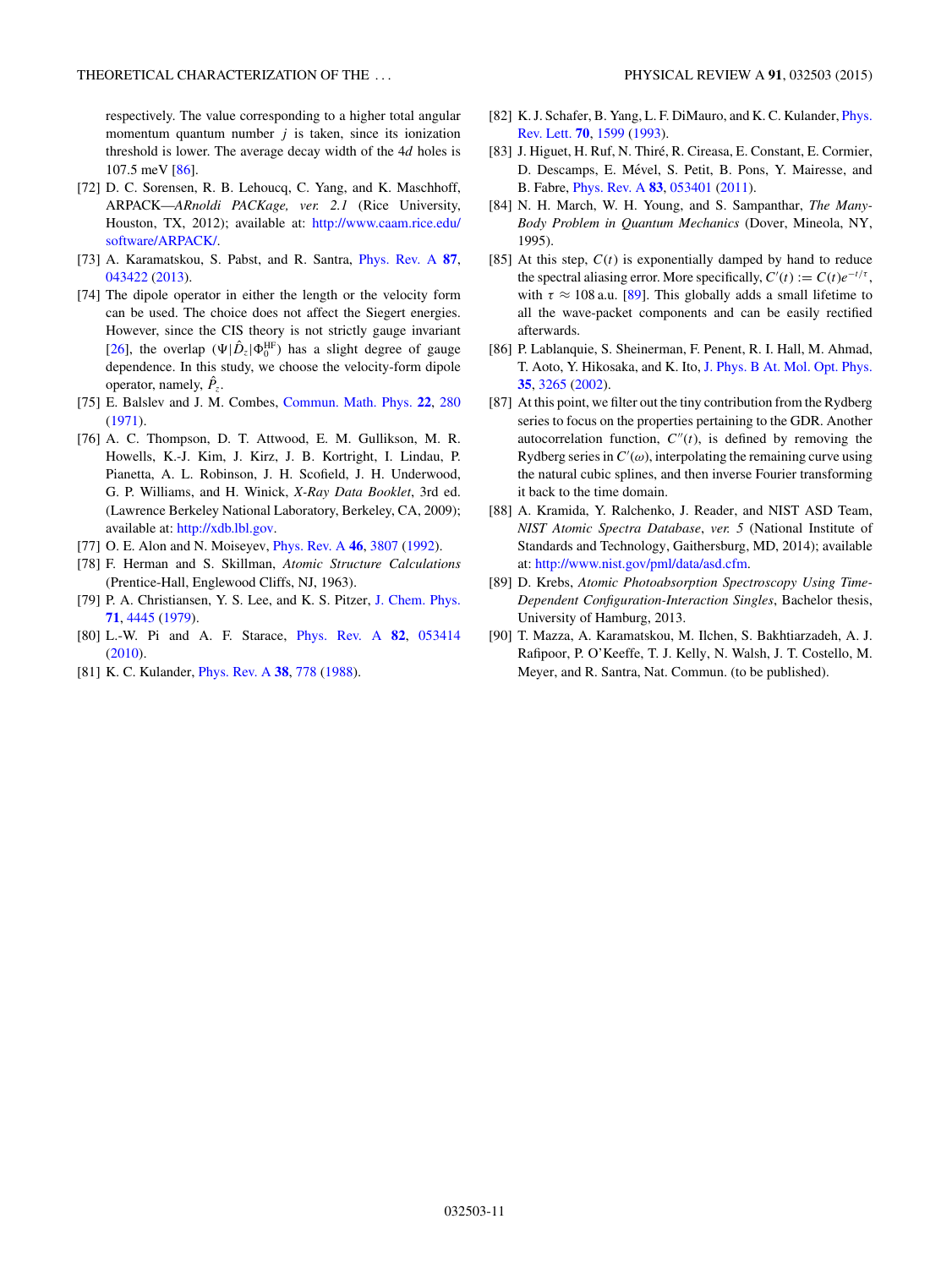respectively. The value corresponding to a higher total angular momentum quantum number $j$ is taken, since its ionization threshold is lower. The average decay width of the $4d$ holes is 107.5 meV [86].

[72] D. C. Sorensen, R. B. Lehoucq, C. Yang, and K. Maschhoff, ARPACK—*ARnoldi PACKage, ver. 2.1* (Rice University, Houston, TX, 2012); available at: http://www.caam.rice.edu/software/ARPACK/.

[73] A. Karamatskou, S. Pabst, and R. Santra, Phys. Rev. A **87**, 043422 (2013).

[74] The dipole operator in either the length or the velocity form can be used. The choice does not affect the Siegert energies. However, since the CIS theory is not strictly gauge invariant [26], the overlap $(\Psi|\hat{D}_z|\Phi_0^{\text{HF}})$ has a slight degree of gauge dependence. In this study, we choose the velocity-form dipole operator, namely, $\hat{P}_z$.

[75] E. Balslev and J. M. Combes, Commun. Math. Phys. **22**, 280 (1971).

[76] A. C. Thompson, D. T. Attwood, E. M. Gullikson, M. R. Howells, K.-J. Kim, J. Kirz, J. B. Kortright, I. Lindau, P. Pianetta, A. L. Robinson, J. H. Scofield, J. H. Underwood, G. P. Williams, and H. Winick, *X-Ray Data Booklet*, 3rd ed. (Lawrence Berkeley National Laboratory, Berkeley, CA, 2009); available at: http://xdb.lbl.gov.

[77] O. E. Alon and N. Moiseyev, Phys. Rev. A **46**, 3807 (1992).

[78] F. Herman and S. Skillman, *Atomic Structure Calculations* (Prentice-Hall, Englewood Cliffs, NJ, 1963).

[79] P. A. Christiansen, Y. S. Lee, and K. S. Pitzer, J. Chem. Phys. **71**, 4445 (1979).

[80] L.-W. Pi and A. F. Starace, Phys. Rev. A **82**, 053414 (2010).

[81] K. C. Kulander, Phys. Rev. A **38**, 778 (1988).

[82] K. J. Schafer, B. Yang, L. F. DiMauro, and K. C. Kulander, Phys. Rev. Lett. **70**, 1599 (1993).

[83] J. Higuet, H. Ruf, N. Thiré, R. Cireasa, E. Constant, E. Cormier, D. Descamps, E. Mével, S. Petit, B. Pons, Y. Mairesse, and B. Fabre, Phys. Rev. A **83**, 053401 (2011).

[84] N. H. March, W. H. Young, and S. Sampanthar, *The Many-Body Problem in Quantum Mechanics* (Dover, Mineola, NY, 1995).

[85] At this step, $C(t)$ is exponentially damped by hand to reduce the spectral aliasing error. More specifically, $C'(t) := C(t)e^{-t/\tau}$, with $\tau \approx 108$ a.u. [89]. This globally adds a small lifetime to all the wave-packet components and can be easily rectified afterwards.

[86] P. Lablanquie, S. Sheinerman, F. Penent, R. I. Hall, M. Ahmad, T. Aoto, Y. Hikosaka, and K. Ito, J. Phys. B At. Mol. Opt. Phys. **35**, 3265 (2002).

[87] At this point, we filter out the tiny contribution from the Rydberg series to focus on the properties pertaining to the GDR. Another autocorrelation function, $C''(t)$, is defined by removing the Rydberg series in $C'(\omega)$, interpolating the remaining curve using the natural cubic splines, and then inverse Fourier transforming it back to the time domain.

[88] A. Kramida, Y. Ralchenko, J. Reader, and NIST ASD Team, *NIST Atomic Spectra Database*, *ver. 5* (National Institute of Standards and Technology, Gaithersburg, MD, 2014); available at: http://www.nist.gov/pml/data/asd.cfm.

[89] D. Krebs, *Atomic Photoabsorption Spectroscopy Using Time-Dependent Configuration-Interaction Singles*, Bachelor thesis, University of Hamburg, 2013.

[90] T. Mazza, A. Karamatskou, M. Ilchen, S. Bakhtiarzadeh, A. J. Rafipoor, P. O'Keeffe, T. J. Kelly, N. Walsh, J. T. Costello, M. Meyer, and R. Santra, Nat. Commun. (to be published).